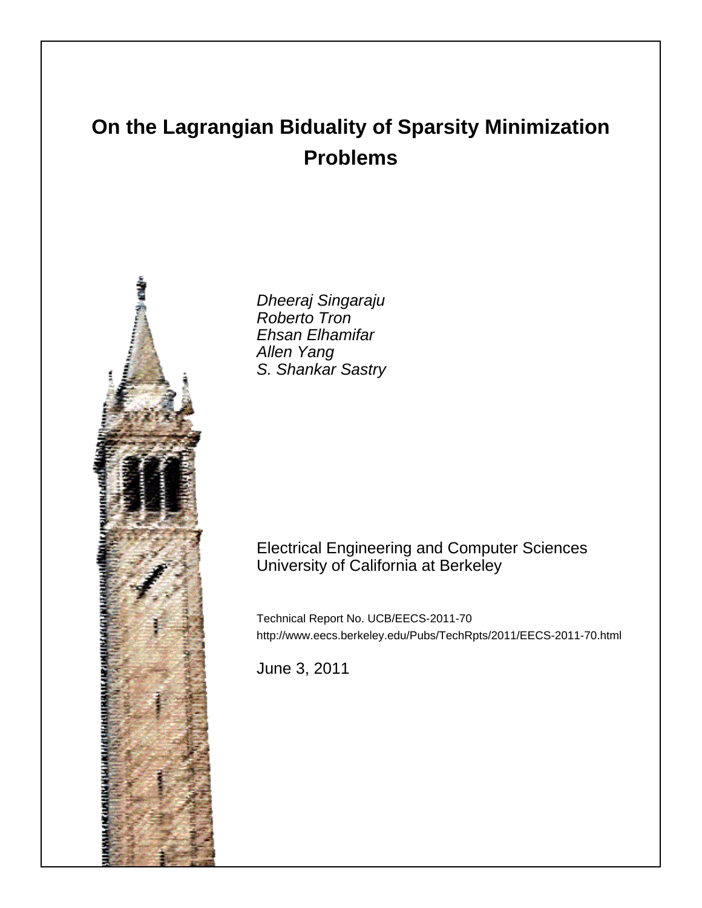# On the Lagrangian Biduality of Sparsity Minimization Problems

*Dheeraj Singaraju*
*Roberto Tron*
*Ehsan Elhamifar*
*Allen Yang*
*S. Shankar Sastry*

Electrical Engineering and Computer Sciences
University of California at Berkeley

Technical Report No. UCB/EECS-2011-70
http://www.eecs.berkeley.edu/Pubs/TechRpts/2011/EECS-2011-70.html

June 3, 2011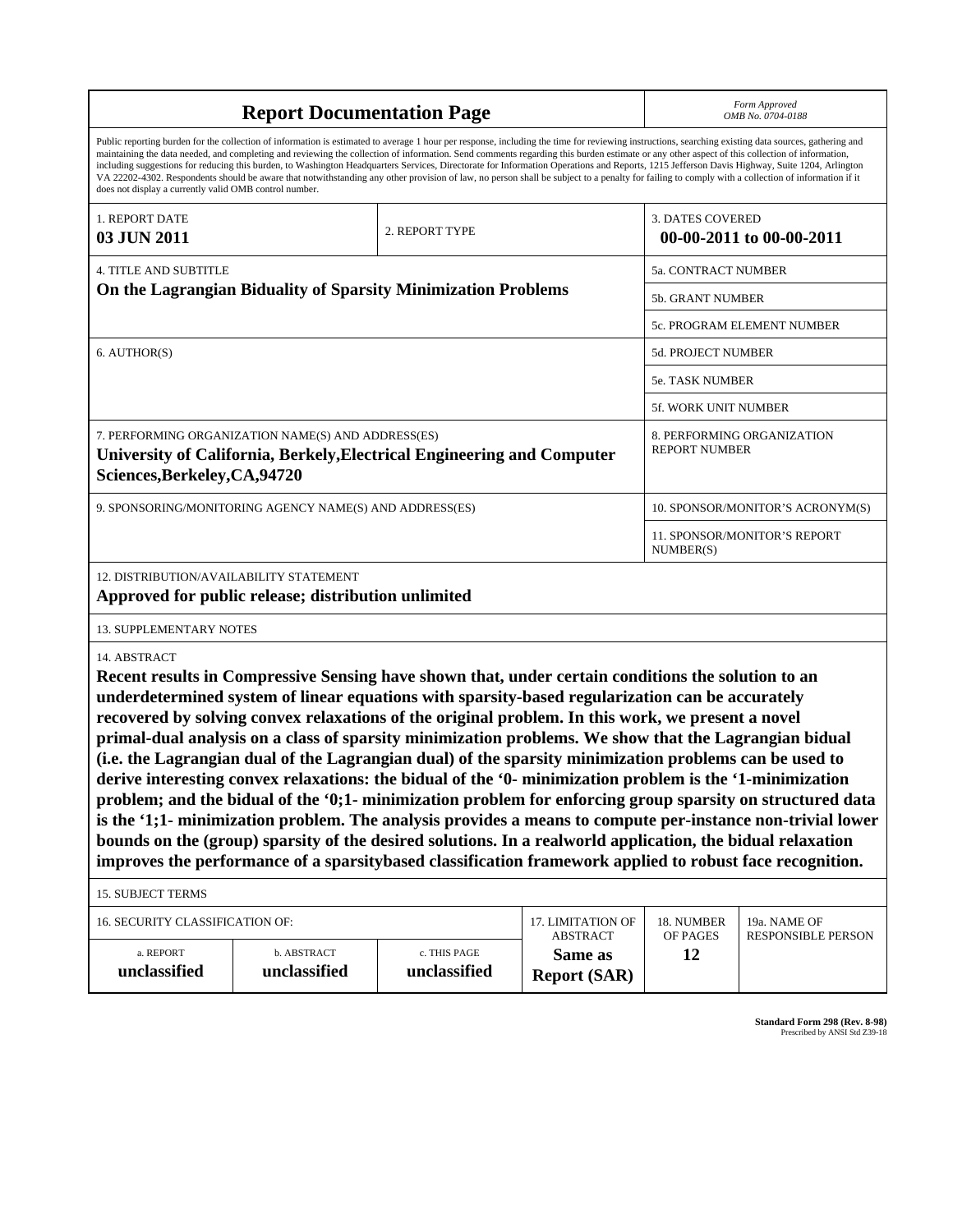# Report Documentation Page

*Form Approved*
*OMB No. 0704-0188*

Public reporting burden for the collection of information is estimated to average 1 hour per response, including the time for reviewing instructions, searching existing data sources, gathering and maintaining the data needed, and completing and reviewing the collection of information. Send comments regarding this burden estimate or any other aspect of this collection of information, including suggestions for reducing this burden, to Washington Headquarters Services, Directorate for Information Operations and Reports, 1215 Jefferson Davis Highway, Suite 1204, Arlington VA 22202-4302. Respondents should be aware that notwithstanding any other provision of law, no person shall be subject to a penalty for failing to comply with a collection of information if it does not display a currently valid OMB control number.

| 1. REPORT DATE | 2. REPORT TYPE | 3. DATES COVERED |
|---|---|---|
| **03 JUN 2011** | | **00-00-2011 to 00-00-2011** |

| 4. TITLE AND SUBTITLE | |
|---|---|
| **On the Lagrangian Biduality of Sparsity Minimization Problems** | 5a. CONTRACT NUMBER |
| | 5b. GRANT NUMBER |
| | 5c. PROGRAM ELEMENT NUMBER |

| 6. AUTHOR(S) | |
|---|---|
| | 5d. PROJECT NUMBER |
| | 5e. TASK NUMBER |
| | 5f. WORK UNIT NUMBER |

| 7. PERFORMING ORGANIZATION NAME(S) AND ADDRESS(ES) | 8. PERFORMING ORGANIZATION REPORT NUMBER |
|---|---|
| **University of California, Berkely,Electrical Engineering and Computer Sciences,Berkeley,CA,94720** | |

| 9. SPONSORING/MONITORING AGENCY NAME(S) AND ADDRESS(ES) | 10. SPONSOR/MONITOR'S ACRONYM(S) |
|---|---|
| | 11. SPONSOR/MONITOR'S REPORT NUMBER(S) |

12. DISTRIBUTION/AVAILABILITY STATEMENT

**Approved for public release; distribution unlimited**

13. SUPPLEMENTARY NOTES

14. ABSTRACT

**Recent results in Compressive Sensing have shown that, under certain conditions the solution to an underdetermined system of linear equations with sparsity-based regularization can be accurately recovered by solving convex relaxations of the original problem. In this work, we present a novel primal-dual analysis on a class of sparsity minimization problems. We show that the Lagrangian bidual (i.e. the Lagrangian dual of the Lagrangian dual) of the sparsity minimization problems can be used to derive interesting convex relaxations: the bidual of the '0- minimization problem is the '1-minimization problem; and the bidual of the '0;1- minimization problem for enforcing group sparsity on structured data is the '1;1- minimization problem. The analysis provides a means to compute per-instance non-trivial lower bounds on the (group) sparsity of the desired solutions. In a realworld application, the bidual relaxation improves the performance of a sparsitybased classification framework applied to robust face recognition.**

15. SUBJECT TERMS

| 16. SECURITY CLASSIFICATION OF: | | | 17. LIMITATION OF ABSTRACT | 18. NUMBER OF PAGES | 19a. NAME OF RESPONSIBLE PERSON |
|---|---|---|---|---|---|
| a. REPORT | b. ABSTRACT | c. THIS PAGE | | | |
| **unclassified** | **unclassified** | **unclassified** | **Same as Report (SAR)** | **12** | |

**Standard Form 298 (Rev. 8-98)**
Prescribed by ANSI Std Z39-18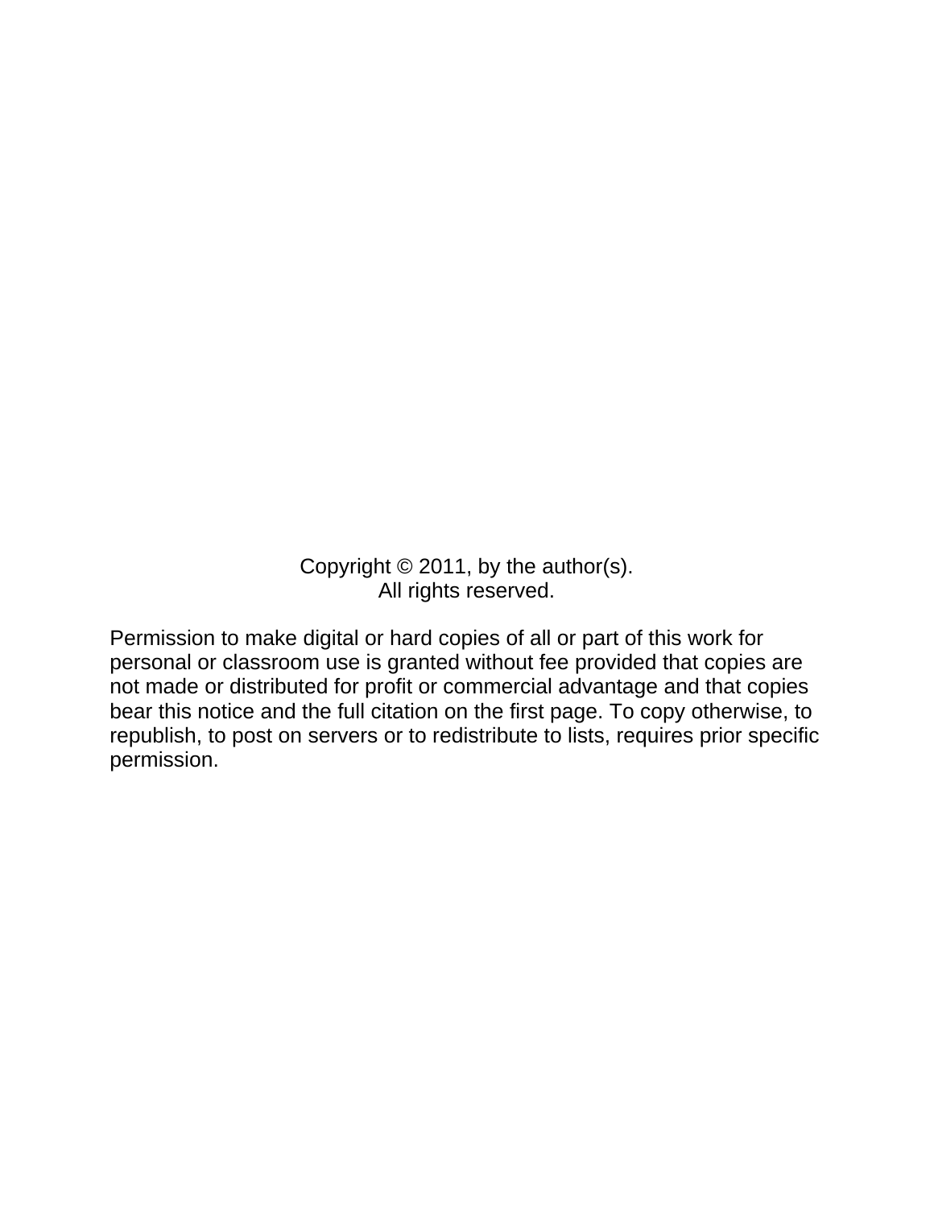Copyright © 2011, by the author(s).
All rights reserved.

Permission to make digital or hard copies of all or part of this work for personal or classroom use is granted without fee provided that copies are not made or distributed for profit or commercial advantage and that copies bear this notice and the full citation on the first page. To copy otherwise, to republish, to post on servers or to redistribute to lists, requires prior specific permission.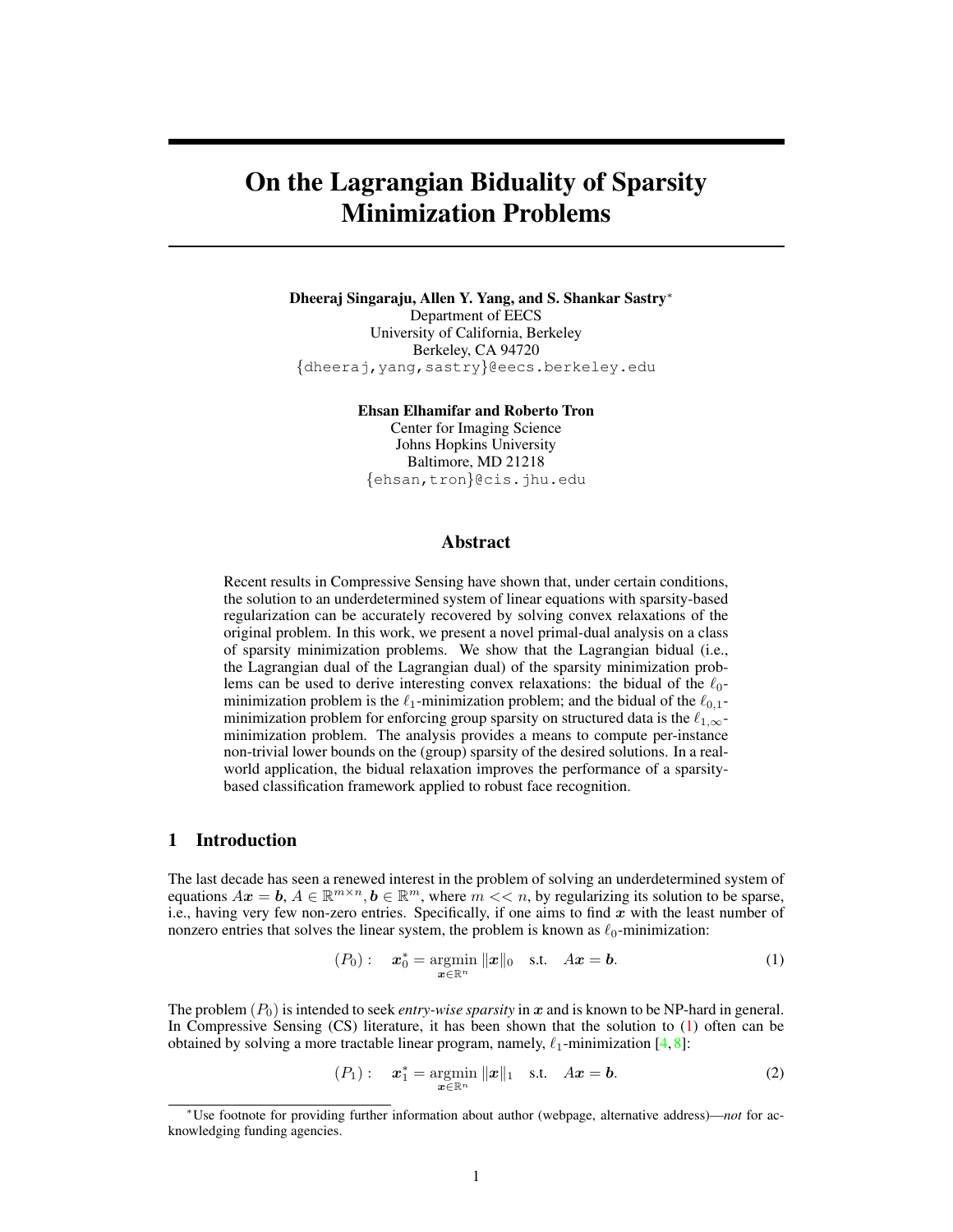# On the Lagrangian Biduality of Sparsity Minimization Problems

**Dheeraj Singaraju, Allen Y. Yang, and S. Shankar Sastry***
Department of EECS
University of California, Berkeley
Berkeley, CA 94720
{dheeraj,yang,sastry}@eecs.berkeley.edu

**Ehsan Elhamifar and Roberto Tron**
Center for Imaging Science
Johns Hopkins University
Baltimore, MD 21218
{ehsan,tron}@cis.jhu.edu

## Abstract

Recent results in Compressive Sensing have shown that, under certain conditions, the solution to an underdetermined system of linear equations with sparsity-based regularization can be accurately recovered by solving convex relaxations of the original problem. In this work, we present a novel primal-dual analysis on a class of sparsity minimization problems. We show that the Lagrangian bidual (i.e., the Lagrangian dual of the Lagrangian dual) of the sparsity minimization problems can be used to derive interesting convex relaxations: the bidual of the $\ell_0$-minimization problem is the $\ell_1$-minimization problem; and the bidual of the $\ell_{0,1}$-minimization problem for enforcing group sparsity on structured data is the $\ell_{1,\infty}$-minimization problem. The analysis provides a means to compute per-instance non-trivial lower bounds on the (group) sparsity of the desired solutions. In a real-world application, the bidual relaxation improves the performance of a sparsity-based classification framework applied to robust face recognition.

## 1 Introduction

The last decade has seen a renewed interest in the problem of solving an underdetermined system of equations $A\boldsymbol{x} = \boldsymbol{b}$, $A \in \mathbb{R}^{m \times n}, \boldsymbol{b} \in \mathbb{R}^m$, where $m << n$, by regularizing its solution to be sparse, i.e., having very few non-zero entries. Specifically, if one aims to find $\boldsymbol{x}$ with the least number of nonzero entries that solves the linear system, the problem is known as $\ell_0$-minimization:

$$(P_0): \quad \boldsymbol{x}_0^* = \operatorname*{argmin}_{\boldsymbol{x} \in \mathbb{R}^n} \|\boldsymbol{x}\|_0 \quad \text{s.t.} \quad A\boldsymbol{x} = \boldsymbol{b}. \tag{1}$$

The problem $(P_0)$ is intended to seek *entry-wise sparsity* in $\boldsymbol{x}$ and is known to be NP-hard in general. In Compressive Sensing (CS) literature, it has been shown that the solution to (1) often can be obtained by solving a more tractable linear program, namely, $\ell_1$-minimization [4, 8]:

$$(P_1): \quad \boldsymbol{x}_1^* = \operatorname*{argmin}_{\boldsymbol{x} \in \mathbb{R}^n} \|\boldsymbol{x}\|_1 \quad \text{s.t.} \quad A\boldsymbol{x} = \boldsymbol{b}. \tag{2}$$

*Use footnote for providing further information about author (webpage, alternative address)—*not* for acknowledging funding agencies.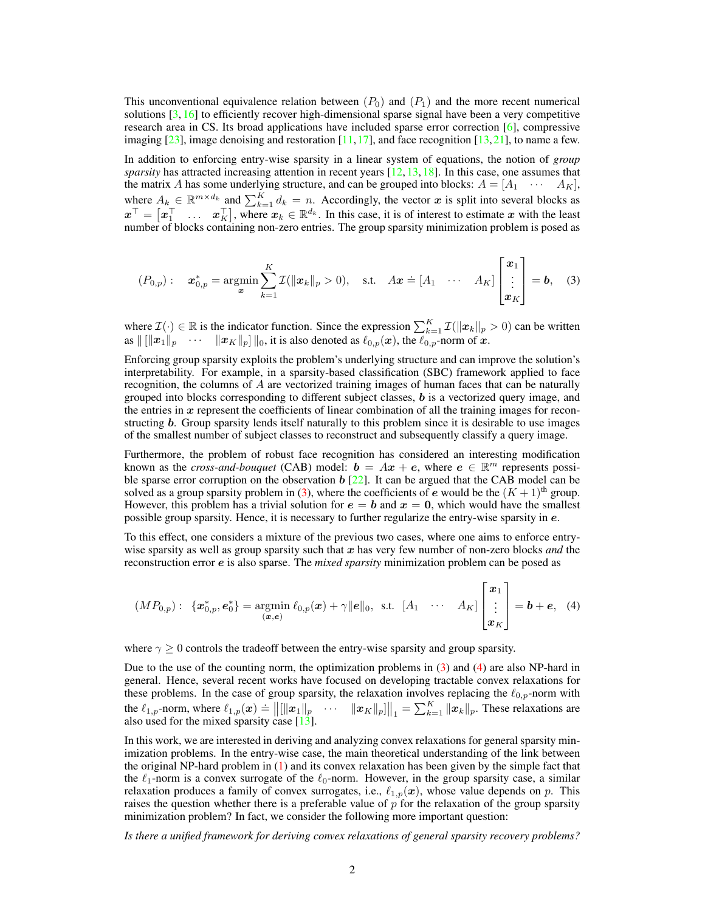This unconventional equivalence relation between $(P_0)$ and $(P_1)$ and the more recent numerical solutions [3, 16] to efficiently recover high-dimensional sparse signal have been a very competitive research area in CS. Its broad applications have included sparse error correction [6], compressive imaging [23], image denoising and restoration [11, 17], and face recognition [13, 21], to name a few.

In addition to enforcing entry-wise sparsity in a linear system of equations, the notion of *group sparsity* has attracted increasing attention in recent years [12, 13, 18]. In this case, one assumes that the matrix $A$ has some underlying structure, and can be grouped into blocks: $A = [A_1 \quad \cdots \quad A_K]$, where $A_k \in \mathbb{R}^{m \times d_k}$ and $\sum_{k=1}^{K} d_k = n$. Accordingly, the vector $\boldsymbol{x}$ is split into several blocks as $\boldsymbol{x}^\top = \begin{bmatrix}\boldsymbol{x}_1^\top & \ldots & \boldsymbol{x}_K^\top\end{bmatrix}$, where $\boldsymbol{x}_k \in \mathbb{R}^{d_k}$. In this case, it is of interest to estimate $\boldsymbol{x}$ with the least number of blocks containing non-zero entries. The group sparsity minimization problem is posed as

$$(P_{0,p}): \quad \boldsymbol{x}^*_{0,p} = \operatorname*{argmin}_{\boldsymbol{x}} \sum_{k=1}^{K} \mathcal{I}(\|\boldsymbol{x}_k\|_p > 0), \quad \text{s.t.} \quad A\boldsymbol{x} \doteq [A_1 \quad \cdots \quad A_K] \begin{bmatrix}\boldsymbol{x}_1 \\ \vdots \\ \boldsymbol{x}_K\end{bmatrix} = \boldsymbol{b}, \quad (3)$$

where $\mathcal{I}(\cdot) \in \mathbb{R}$ is the indicator function. Since the expression $\sum_{k=1}^{K} \mathcal{I}(\|\boldsymbol{x}_k\|_p > 0)$ can be written as $\| [\|\boldsymbol{x}_1\|_p \quad \cdots \quad \|\boldsymbol{x}_K\|_p] \|_0$, it is also denoted as $\ell_{0,p}(\boldsymbol{x})$, the $\ell_{0,p}$-norm of $\boldsymbol{x}$.

Enforcing group sparsity exploits the problem's underlying structure and can improve the solution's interpretability. For example, in a sparsity-based classification (SBC) framework applied to face recognition, the columns of $A$ are vectorized training images of human faces that can be naturally grouped into blocks corresponding to different subject classes, $\boldsymbol{b}$ is a vectorized query image, and the entries in $\boldsymbol{x}$ represent the coefficients of linear combination of all the training images for reconstructing $\boldsymbol{b}$. Group sparsity lends itself naturally to this problem since it is desirable to use images of the smallest number of subject classes to reconstruct and subsequently classify a query image.

Furthermore, the problem of robust face recognition has considered an interesting modification known as the *cross-and-bouquet* (CAB) model: $\boldsymbol{b} = A\boldsymbol{x} + \boldsymbol{e}$, where $\boldsymbol{e} \in \mathbb{R}^m$ represents possible sparse error corruption on the observation $\boldsymbol{b}$ [22]. It can be argued that the CAB model can be solved as a group sparsity problem in (3), where the coefficients of $\boldsymbol{e}$ would be the $(K+1)^{\text{th}}$ group. However, this problem has a trivial solution for $\boldsymbol{e} = \boldsymbol{b}$ and $\boldsymbol{x} = \boldsymbol{0}$, which would have the smallest possible group sparsity. Hence, it is necessary to further regularize the entry-wise sparsity in $\boldsymbol{e}$.

To this effect, one considers a mixture of the previous two cases, where one aims to enforce entry-wise sparsity as well as group sparsity such that $\boldsymbol{x}$ has very few number of non-zero blocks *and* the reconstruction error $\boldsymbol{e}$ is also sparse. The *mixed sparsity* minimization problem can be posed as

$$(MP_{0,p}): \quad \{\boldsymbol{x}^*_{0,p}, \boldsymbol{e}^*_0\} = \operatorname*{argmin}_{(\boldsymbol{x},\boldsymbol{e})} \ell_{0,p}(\boldsymbol{x}) + \gamma\|\boldsymbol{e}\|_0, \;\; \text{s.t.} \;\; [A_1 \quad \cdots \quad A_K] \begin{bmatrix}\boldsymbol{x}_1 \\ \vdots \\ \boldsymbol{x}_K\end{bmatrix} = \boldsymbol{b} + \boldsymbol{e}, \quad (4)$$

where $\gamma \geq 0$ controls the tradeoff between the entry-wise sparsity and group sparsity.

Due to the use of the counting norm, the optimization problems in (3) and (4) are also NP-hard in general. Hence, several recent works have focused on developing tractable convex relaxations for these problems. In the case of group sparsity, the relaxation involves replacing the $\ell_{0,p}$-norm with the $\ell_{1,p}$-norm, where $\ell_{1,p}(\boldsymbol{x}) \doteq \big\| [\|\boldsymbol{x}_1\|_p \quad \cdots \quad \|\boldsymbol{x}_K\|_p] \big\|_1 = \sum_{k=1}^{K} \|\boldsymbol{x}_k\|_p$. These relaxations are also used for the mixed sparsity case [13].

In this work, we are interested in deriving and analyzing convex relaxations for general sparsity minimization problems. In the entry-wise case, the main theoretical understanding of the link between the original NP-hard problem in (1) and its convex relaxation has been given by the simple fact that the $\ell_1$-norm is a convex surrogate of the $\ell_0$-norm. However, in the group sparsity case, a similar relaxation produces a family of convex surrogates, i.e., $\ell_{1,p}(\boldsymbol{x})$, whose value depends on $p$. This raises the question whether there is a preferable value of $p$ for the relaxation of the group sparsity minimization problem? In fact, we consider the following more important question:

*Is there a unified framework for deriving convex relaxations of general sparsity recovery problems?*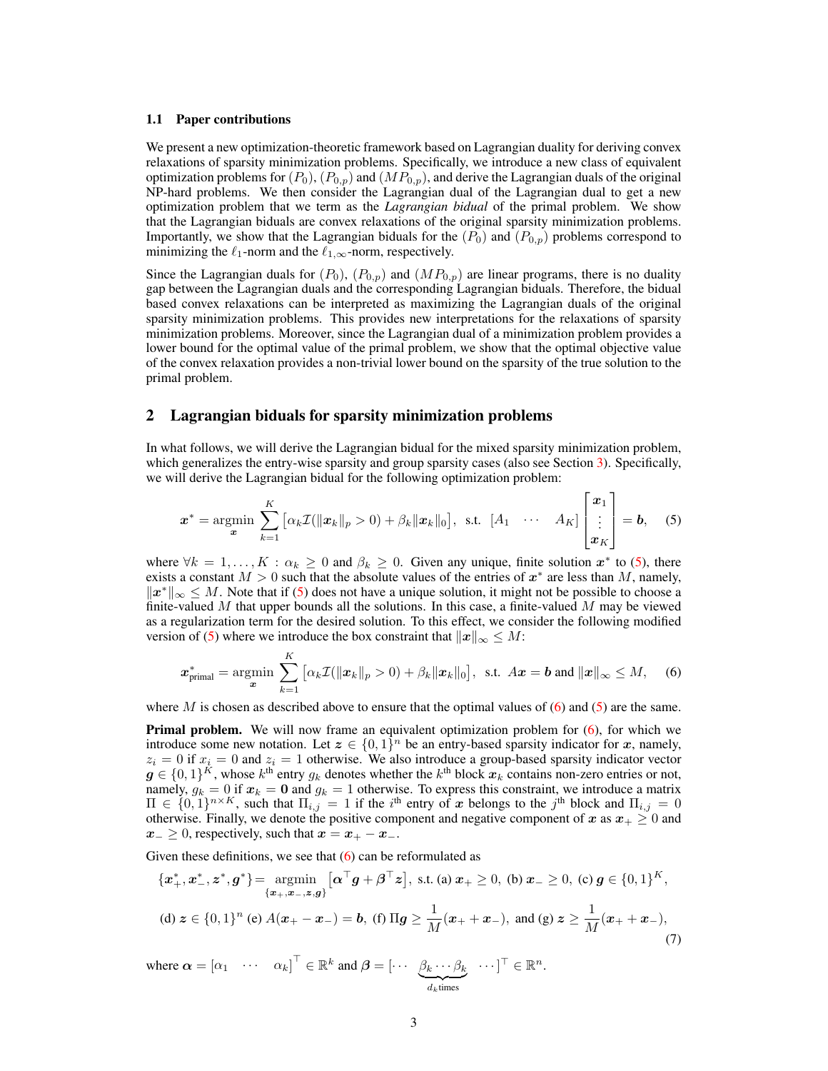### 1.1 Paper contributions

We present a new optimization-theoretic framework based on Lagrangian duality for deriving convex relaxations of sparsity minimization problems. Specifically, we introduce a new class of equivalent optimization problems for $(P_0)$, $(P_{0,p})$ and $(MP_{0,p})$, and derive the Lagrangian duals of the original NP-hard problems. We then consider the Lagrangian dual of the Lagrangian dual to get a new optimization problem that we term as the *Lagrangian bidual* of the primal problem. We show that the Lagrangian biduals are convex relaxations of the original sparsity minimization problems. Importantly, we show that the Lagrangian biduals for the $(P_0)$ and $(P_{0,p})$ problems correspond to minimizing the $\ell_1$-norm and the $\ell_{1,\infty}$-norm, respectively.

Since the Lagrangian duals for $(P_0)$, $(P_{0,p})$ and $(MP_{0,p})$ are linear programs, there is no duality gap between the Lagrangian duals and the corresponding Lagrangian biduals. Therefore, the bidual based convex relaxations can be interpreted as maximizing the Lagrangian duals of the original sparsity minimization problems. This provides new interpretations for the relaxations of sparsity minimization problems. Moreover, since the Lagrangian dual of a minimization problem provides a lower bound for the optimal value of the primal problem, we show that the optimal objective value of the convex relaxation provides a non-trivial lower bound on the sparsity of the true solution to the primal problem.

## 2 Lagrangian biduals for sparsity minimization problems

In what follows, we will derive the Lagrangian bidual for the mixed sparsity minimization problem, which generalizes the entry-wise sparsity and group sparsity cases (also see Section 3). Specifically, we will derive the Lagrangian bidual for the following optimization problem:

$$\boldsymbol{x}^* = \operatorname*{argmin}_{\boldsymbol{x}} \sum_{k=1}^{K} \left[\alpha_k \mathcal{I}(\|\boldsymbol{x}_k\|_p > 0) + \beta_k \|\boldsymbol{x}_k\|_0\right], \ \text{ s.t. } \ [A_1 \ \ \cdots \ \ A_K] \begin{bmatrix} \boldsymbol{x}_1 \\ \vdots \\ \boldsymbol{x}_K \end{bmatrix} = \boldsymbol{b}, \tag{5}$$

where $\forall k = 1, \dots, K : \alpha_k \geq 0$ and $\beta_k \geq 0$. Given any unique, finite solution $\boldsymbol{x}^*$ to (5), there exists a constant $M > 0$ such that the absolute values of the entries of $\boldsymbol{x}^*$ are less than $M$, namely, $\|\boldsymbol{x}^*\|_\infty \leq M$. Note that if (5) does not have a unique solution, it might not be possible to choose a finite-valued $M$ that upper bounds all the solutions. In this case, a finite-valued $M$ may be viewed as a regularization term for the desired solution. To this effect, we consider the following modified version of (5) where we introduce the box constraint that $\|\boldsymbol{x}\|_\infty \leq M$:

$$\boldsymbol{x}^*_{\text{primal}} = \operatorname*{argmin}_{\boldsymbol{x}} \sum_{k=1}^{K} \left[\alpha_k \mathcal{I}(\|\boldsymbol{x}_k\|_p > 0) + \beta_k \|\boldsymbol{x}_k\|_0\right], \ \text{ s.t. } \ A\boldsymbol{x} = \boldsymbol{b} \text{ and } \|\boldsymbol{x}\|_\infty \leq M, \tag{6}$$

where $M$ is chosen as described above to ensure that the optimal values of (6) and (5) are the same.

**Primal problem.** We will now frame an equivalent optimization problem for (6), for which we introduce some new notation. Let $\boldsymbol{z} \in \{0,1\}^n$ be an entry-based sparsity indicator for $\boldsymbol{x}$, namely, $z_i = 0$ if $x_i = 0$ and $z_i = 1$ otherwise. We also introduce a group-based sparsity indicator vector $\boldsymbol{g} \in \{0,1\}^K$, whose $k^{\text{th}}$ entry $g_k$ denotes whether the $k^{\text{th}}$ block $\boldsymbol{x}_k$ contains non-zero entries or not, namely, $g_k = 0$ if $\boldsymbol{x}_k = \boldsymbol{0}$ and $g_k = 1$ otherwise. To express this constraint, we introduce a matrix $\Pi \in \{0,1\}^{n \times K}$, such that $\Pi_{i,j} = 1$ if the $i^{\text{th}}$ entry of $\boldsymbol{x}$ belongs to the $j^{\text{th}}$ block and $\Pi_{i,j} = 0$ otherwise. Finally, we denote the positive component and negative component of $\boldsymbol{x}$ as $\boldsymbol{x}_+ \geq 0$ and $\boldsymbol{x}_- \geq 0$, respectively, such that $\boldsymbol{x} = \boldsymbol{x}_+ - \boldsymbol{x}_-$.

Given these definitions, we see that (6) can be reformulated as

$$\begin{aligned} \{\boldsymbol{x}^*_+, \boldsymbol{x}^*_-, \boldsymbol{z}^*, \boldsymbol{g}^*\} &= \operatorname*{argmin}_{\{\boldsymbol{x}_+, \boldsymbol{x}_-, \boldsymbol{z}, \boldsymbol{g}\}} \left[\boldsymbol{\alpha}^\top \boldsymbol{g} + \boldsymbol{\beta}^\top \boldsymbol{z}\right], \text{ s.t. (a) } \boldsymbol{x}_+ \geq 0, \text{ (b) } \boldsymbol{x}_- \geq 0, \text{ (c) } \boldsymbol{g} \in \{0,1\}^K, \\ \text{(d) } \boldsymbol{z} \in \{0,1\}^n \text{ (e) } & A(\boldsymbol{x}_+ - \boldsymbol{x}_-) = \boldsymbol{b}, \text{ (f) } \Pi \boldsymbol{g} \geq \frac{1}{M}(\boldsymbol{x}_+ + \boldsymbol{x}_-), \text{ and (g) } \boldsymbol{z} \geq \frac{1}{M}(\boldsymbol{x}_+ + \boldsymbol{x}_-), \end{aligned} \tag{7}$$

where $\boldsymbol{\alpha} = [\alpha_1 \ \ \cdots \ \ \alpha_k]^\top \in \mathbb{R}^k$ and $\boldsymbol{\beta} = [\cdots \ \underbrace{\beta_k \cdots \beta_k}_{d_k \text{times}} \ \cdots]^\top \in \mathbb{R}^n$.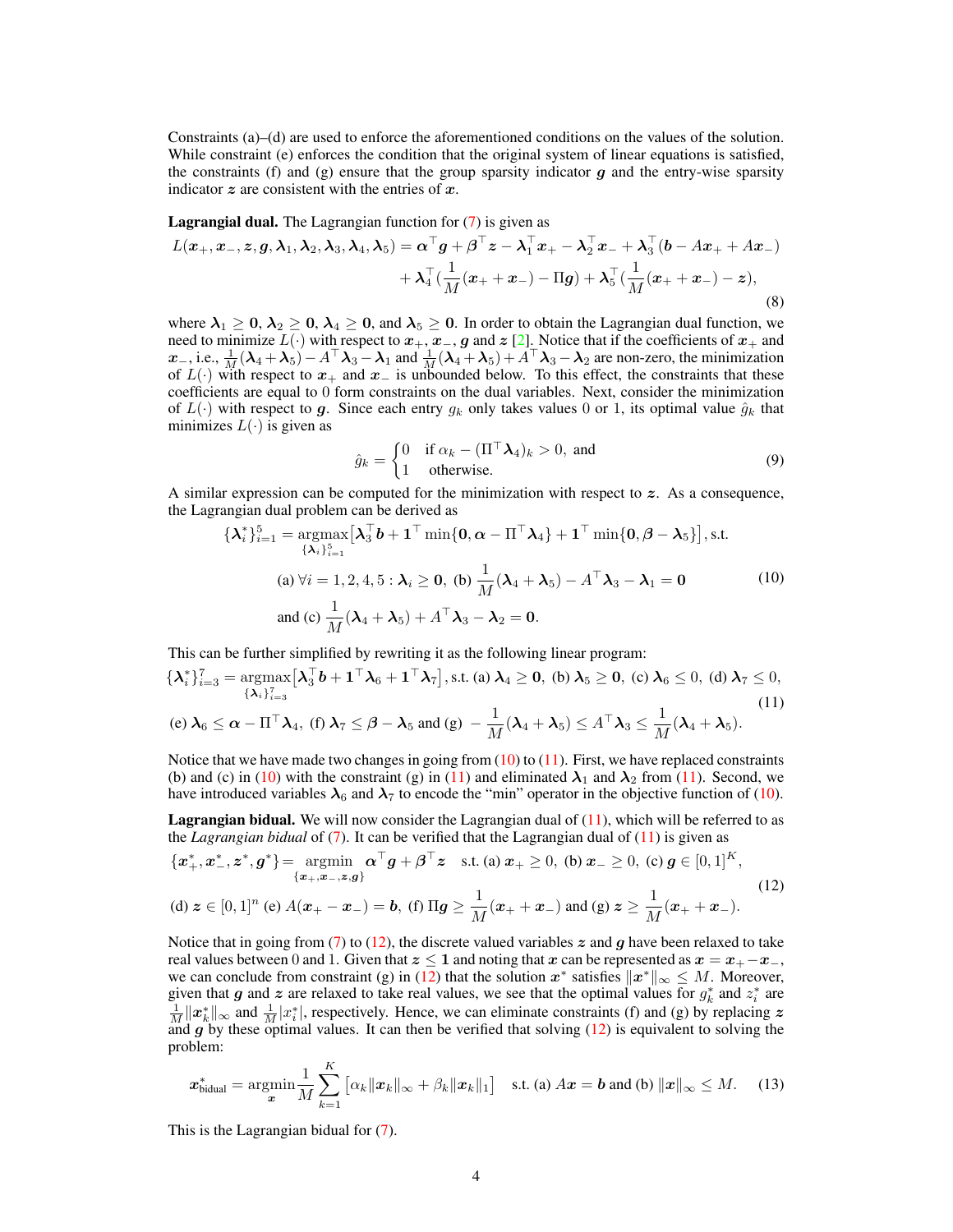Constraints (a)–(d) are used to enforce the aforementioned conditions on the values of the solution. While constraint (e) enforces the condition that the original system of linear equations is satisfied, the constraints (f) and (g) ensure that the group sparsity indicator $\boldsymbol{g}$ and the entry-wise sparsity indicator $\boldsymbol{z}$ are consistent with the entries of $\boldsymbol{x}$.

**Lagrangial dual.** The Lagrangian function for (7) is given as

$$
\begin{aligned}
L(\boldsymbol{x}_+, \boldsymbol{x}_-, \boldsymbol{z}, \boldsymbol{g}, \boldsymbol{\lambda}_1, \boldsymbol{\lambda}_2, \boldsymbol{\lambda}_3, \boldsymbol{\lambda}_4, \boldsymbol{\lambda}_5) = \boldsymbol{\alpha}^\top \boldsymbol{g} + \boldsymbol{\beta}^\top \boldsymbol{z} - \boldsymbol{\lambda}_1^\top \boldsymbol{x}_+ - \boldsymbol{\lambda}_2^\top \boldsymbol{x}_- + \boldsymbol{\lambda}_3^\top (\boldsymbol{b} - A\boldsymbol{x}_+ + A\boldsymbol{x}_-) \\
+ \boldsymbol{\lambda}_4^\top (\frac{1}{M}(\boldsymbol{x}_+ + \boldsymbol{x}_-) - \Pi \boldsymbol{g}) + \boldsymbol{\lambda}_5^\top (\frac{1}{M}(\boldsymbol{x}_+ + \boldsymbol{x}_-) - \boldsymbol{z}),
\end{aligned}
\tag{8}
$$

where $\boldsymbol{\lambda}_1 \geq \boldsymbol{0}$, $\boldsymbol{\lambda}_2 \geq \boldsymbol{0}$, $\boldsymbol{\lambda}_4 \geq \boldsymbol{0}$, and $\boldsymbol{\lambda}_5 \geq \boldsymbol{0}$. In order to obtain the Lagrangian dual function, we need to minimize $L(\cdot)$ with respect to $\boldsymbol{x}_+$, $\boldsymbol{x}_-$, $\boldsymbol{g}$ and $\boldsymbol{z}$ [2]. Notice that if the coefficients of $\boldsymbol{x}_+$ and $\boldsymbol{x}_-$, i.e., $\frac{1}{M}(\boldsymbol{\lambda}_4 + \boldsymbol{\lambda}_5) - A^\top \boldsymbol{\lambda}_3 - \boldsymbol{\lambda}_1$ and $\frac{1}{M}(\boldsymbol{\lambda}_4 + \boldsymbol{\lambda}_5) + A^\top \boldsymbol{\lambda}_3 - \boldsymbol{\lambda}_2$ are non-zero, the minimization of $L(\cdot)$ with respect to $\boldsymbol{x}_+$ and $\boldsymbol{x}_-$ is unbounded below. To this effect, the constraints that these coefficients are equal to 0 form constraints on the dual variables. Next, consider the minimization of $L(\cdot)$ with respect to $\boldsymbol{g}$. Since each entry $g_k$ only takes values 0 or 1, its optimal value $\hat{g}_k$ that minimizes $L(\cdot)$ is given as

$$
\hat{g}_k = \begin{cases} 0 & \text{if } \alpha_k - (\Pi^\top \boldsymbol{\lambda}_4)_k > 0, \text{ and} \\ 1 & \text{otherwise.} \end{cases}
\tag{9}
$$

A similar expression can be computed for the minimization with respect to $\boldsymbol{z}$. As a consequence, the Lagrangian dual problem can be derived as

$$
\begin{aligned}
\{\boldsymbol{\lambda}_i^*\}_{i=1}^5 = \underset{\{\boldsymbol{\lambda}_i\}_{i=1}^5}{\operatorname{argmax}} \big[\boldsymbol{\lambda}_3^\top \boldsymbol{b} + \boldsymbol{1}^\top \min\{\boldsymbol{0}, \boldsymbol{\alpha} - \Pi^\top \boldsymbol{\lambda}_4\} + \boldsymbol{1}^\top \min\{\boldsymbol{0}, \boldsymbol{\beta} - \boldsymbol{\lambda}_5\}\big], \text{s.t.} \\
\text{(a) } \forall i = 1,2,4,5 : \boldsymbol{\lambda}_i \geq \boldsymbol{0}, \text{ (b) } \frac{1}{M}(\boldsymbol{\lambda}_4 + \boldsymbol{\lambda}_5) - A^\top \boldsymbol{\lambda}_3 - \boldsymbol{\lambda}_1 = \boldsymbol{0} \\
\text{and (c) } \frac{1}{M}(\boldsymbol{\lambda}_4 + \boldsymbol{\lambda}_5) + A^\top \boldsymbol{\lambda}_3 - \boldsymbol{\lambda}_2 = \boldsymbol{0}.
\end{aligned}
\tag{10}
$$

This can be further simplified by rewriting it as the following linear program:

$$
\begin{aligned}
\{\boldsymbol{\lambda}_i^*\}_{i=3}^7 = \underset{\{\boldsymbol{\lambda}_i\}_{i=3}^7}{\operatorname{argmax}} \big[\boldsymbol{\lambda}_3^\top \boldsymbol{b} + \boldsymbol{1}^\top \boldsymbol{\lambda}_6 + \boldsymbol{1}^\top \boldsymbol{\lambda}_7\big], \text{s.t. (a) } \boldsymbol{\lambda}_4 \geq \boldsymbol{0}, \text{ (b) } \boldsymbol{\lambda}_5 \geq \boldsymbol{0}, \text{ (c) } \boldsymbol{\lambda}_6 \leq 0, \text{ (d) } \boldsymbol{\lambda}_7 \leq 0, \\
\text{(e) } \boldsymbol{\lambda}_6 \leq \boldsymbol{\alpha} - \Pi^\top \boldsymbol{\lambda}_4, \text{ (f) } \boldsymbol{\lambda}_7 \leq \boldsymbol{\beta} - \boldsymbol{\lambda}_5 \text{ and (g) } -\frac{1}{M}(\boldsymbol{\lambda}_4 + \boldsymbol{\lambda}_5) \leq A^\top \boldsymbol{\lambda}_3 \leq \frac{1}{M}(\boldsymbol{\lambda}_4 + \boldsymbol{\lambda}_5).
\end{aligned}
\tag{11}
$$

Notice that we have made two changes in going from (10) to (11). First, we have replaced constraints (b) and (c) in (10) with the constraint (g) in (11) and eliminated $\boldsymbol{\lambda}_1$ and $\boldsymbol{\lambda}_2$ from (11). Second, we have introduced variables $\boldsymbol{\lambda}_6$ and $\boldsymbol{\lambda}_7$ to encode the "min" operator in the objective function of (10).

**Lagrangian bidual.** We will now consider the Lagrangian dual of (11), which will be referred to as the *Lagrangian bidual* of (7). It can be verified that the Lagrangian dual of (11) is given as

$$
\begin{aligned}
\{\boldsymbol{x}_+^*, \boldsymbol{x}_-^*, \boldsymbol{z}^*, \boldsymbol{g}^*\} = \underset{\{\boldsymbol{x}_+, \boldsymbol{x}_-, \boldsymbol{z}, \boldsymbol{g}\}}{\operatorname{argmin}} \ \boldsymbol{\alpha}^\top \boldsymbol{g} + \boldsymbol{\beta}^\top \boldsymbol{z} \quad \text{s.t. (a) } \boldsymbol{x}_+ \geq \boldsymbol{0}, \text{ (b) } \boldsymbol{x}_- \geq \boldsymbol{0}, \text{ (c) } \boldsymbol{g} \in [0,1]^K, \\
\text{(d) } \boldsymbol{z} \in [0,1]^n \text{ (e) } A(\boldsymbol{x}_+ - \boldsymbol{x}_-) = \boldsymbol{b}, \text{ (f) } \Pi \boldsymbol{g} \geq \frac{1}{M}(\boldsymbol{x}_+ + \boldsymbol{x}_-) \text{ and (g) } \boldsymbol{z} \geq \frac{1}{M}(\boldsymbol{x}_+ + \boldsymbol{x}_-).
\end{aligned}
\tag{12}
$$

Notice that in going from (7) to (12), the discrete valued variables $\boldsymbol{z}$ and $\boldsymbol{g}$ have been relaxed to take real values between 0 and 1. Given that $\boldsymbol{z} \leq \boldsymbol{1}$ and noting that $\boldsymbol{x}$ can be represented as $\boldsymbol{x} = \boldsymbol{x}_+ - \boldsymbol{x}_-$, we can conclude from constraint (g) in (12) that the solution $\boldsymbol{x}^*$ satisfies $\|\boldsymbol{x}^*\|_\infty \leq M$. Moreover, given that $\boldsymbol{g}$ and $\boldsymbol{z}$ are relaxed to take real values, we see that the optimal values for $g_k^*$ and $z_i^*$ are $\frac{1}{M}\|\boldsymbol{x}_k^*\|_\infty$ and $\frac{1}{M}|x_i^*|$, respectively. Hence, we can eliminate constraints (f) and (g) by replacing $\boldsymbol{z}$ and $\boldsymbol{g}$ by these optimal values. It can then be verified that solving (12) is equivalent to solving the problem:

$$
\boldsymbol{x}_{\text{bidual}}^* = \underset{\boldsymbol{x}}{\operatorname{argmin}} \frac{1}{M} \sum_{k=1}^{K} \big[\alpha_k \|\boldsymbol{x}_k\|_\infty + \beta_k \|\boldsymbol{x}_k\|_1\big] \quad \text{s.t. (a) } A\boldsymbol{x} = \boldsymbol{b} \text{ and (b) } \|\boldsymbol{x}\|_\infty \leq M.
\tag{13}
$$

This is the Lagrangian bidual for (7).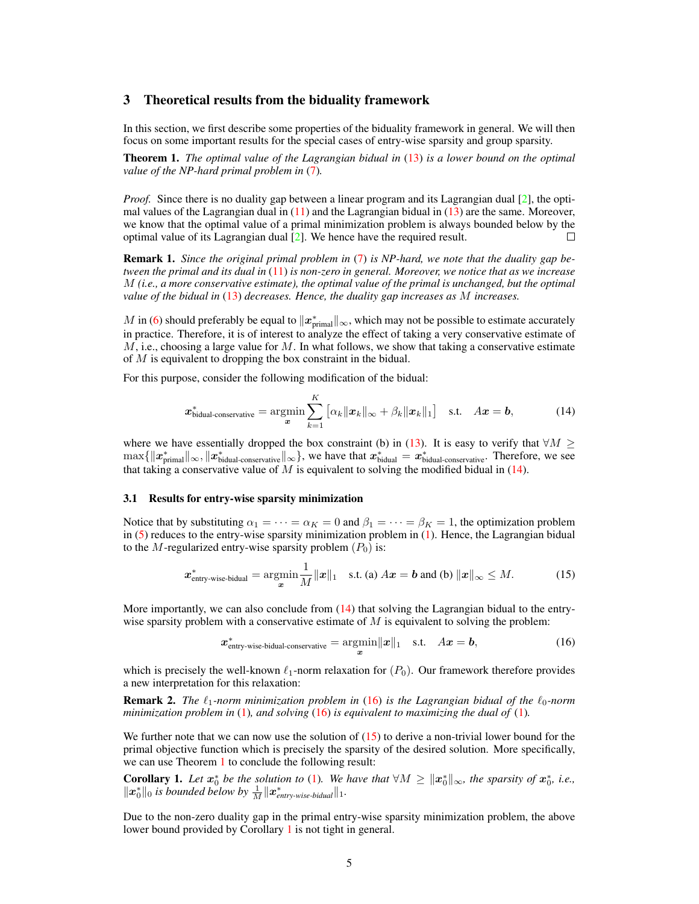## 3 Theoretical results from the biduality framework

In this section, we first describe some properties of the biduality framework in general. We will then focus on some important results for the special cases of entry-wise sparsity and group sparsity.

**Theorem 1.** *The optimal value of the Lagrangian bidual in (13) is a lower bound on the optimal value of the NP-hard primal problem in (7).*

*Proof.* Since there is no duality gap between a linear program and its Lagrangian dual [2], the optimal values of the Lagrangian dual in (11) and the Lagrangian bidual in (13) are the same. Moreover, we know that the optimal value of a primal minimization problem is always bounded below by the optimal value of its Lagrangian dual [2]. We hence have the required result. □

**Remark 1.** *Since the original primal problem in (7) is NP-hard, we note that the duality gap between the primal and its dual in (11) is non-zero in general. Moreover, we notice that as we increase $M$ (i.e., a more conservative estimate), the optimal value of the primal is unchanged, but the optimal value of the bidual in (13) decreases. Hence, the duality gap increases as $M$ increases.*

$M$ in (6) should preferably be equal to $\|\boldsymbol{x}^*_{\text{primal}}\|_\infty$, which may not be possible to estimate accurately in practice. Therefore, it is of interest to analyze the effect of taking a very conservative estimate of $M$, i.e., choosing a large value for $M$. In what follows, we show that taking a conservative estimate of $M$ is equivalent to dropping the box constraint in the bidual.

For this purpose, consider the following modification of the bidual:

$$\boldsymbol{x}^*_{\text{bidual-conservative}} = \operatorname*{argmin}_{\boldsymbol{x}} \sum_{k=1}^{K} \left[\alpha_k \|\boldsymbol{x}_k\|_\infty + \beta_k \|\boldsymbol{x}_k\|_1\right] \quad \text{s.t.} \quad A\boldsymbol{x} = \boldsymbol{b}, \tag{14}$$

where we have essentially dropped the box constraint (b) in (13). It is easy to verify that $\forall M \geq \max\{\|\boldsymbol{x}^*_{\text{primal}}\|_\infty, \|\boldsymbol{x}^*_{\text{bidual-conservative}}\|_\infty\}$, we have that $\boldsymbol{x}^*_{\text{bidual}} = \boldsymbol{x}^*_{\text{bidual-conservative}}$. Therefore, we see that taking a conservative value of $M$ is equivalent to solving the modified bidual in (14).

### 3.1 Results for entry-wise sparsity minimization

Notice that by substituting $\alpha_1 = \cdots = \alpha_K = 0$ and $\beta_1 = \cdots = \beta_K = 1$, the optimization problem in (5) reduces to the entry-wise sparsity minimization problem in (1). Hence, the Lagrangian bidual to the $M$-regularized entry-wise sparsity problem $(P_0)$ is:

$$\boldsymbol{x}^*_{\text{entry-wise-bidual}} = \operatorname*{argmin}_{\boldsymbol{x}} \frac{1}{M}\|\boldsymbol{x}\|_1 \quad \text{s.t. (a) } A\boldsymbol{x} = \boldsymbol{b} \text{ and (b) } \|\boldsymbol{x}\|_\infty \leq M. \tag{15}$$

More importantly, we can also conclude from (14) that solving the Lagrangian bidual to the entry-wise sparsity problem with a conservative estimate of $M$ is equivalent to solving the problem:

$$\boldsymbol{x}^*_{\text{entry-wise-bidual-conservative}} = \operatorname*{argmin}_{\boldsymbol{x}} \|\boldsymbol{x}\|_1 \quad \text{s.t.} \quad A\boldsymbol{x} = \boldsymbol{b}, \tag{16}$$

which is precisely the well-known $\ell_1$-norm relaxation for $(P_0)$. Our framework therefore provides a new interpretation for this relaxation:

**Remark 2.** *The $\ell_1$-norm minimization problem in (16) is the Lagrangian bidual of the $\ell_0$-norm minimization problem in (1), and solving (16) is equivalent to maximizing the dual of (1).*

We further note that we can now use the solution of (15) to derive a non-trivial lower bound for the primal objective function which is precisely the sparsity of the desired solution. More specifically, we can use Theorem 1 to conclude the following result:

**Corollary 1.** *Let $\boldsymbol{x}^*_0$ be the solution to (1). We have that $\forall M \geq \|\boldsymbol{x}^*_0\|_\infty$, the sparsity of $\boldsymbol{x}^*_0$, i.e., $\|\boldsymbol{x}^*_0\|_0$ is bounded below by $\frac{1}{M}\|\boldsymbol{x}^*_{\text{entry-wise-bidual}}\|_1$.*

Due to the non-zero duality gap in the primal entry-wise sparsity minimization problem, the above lower bound provided by Corollary 1 is not tight in general.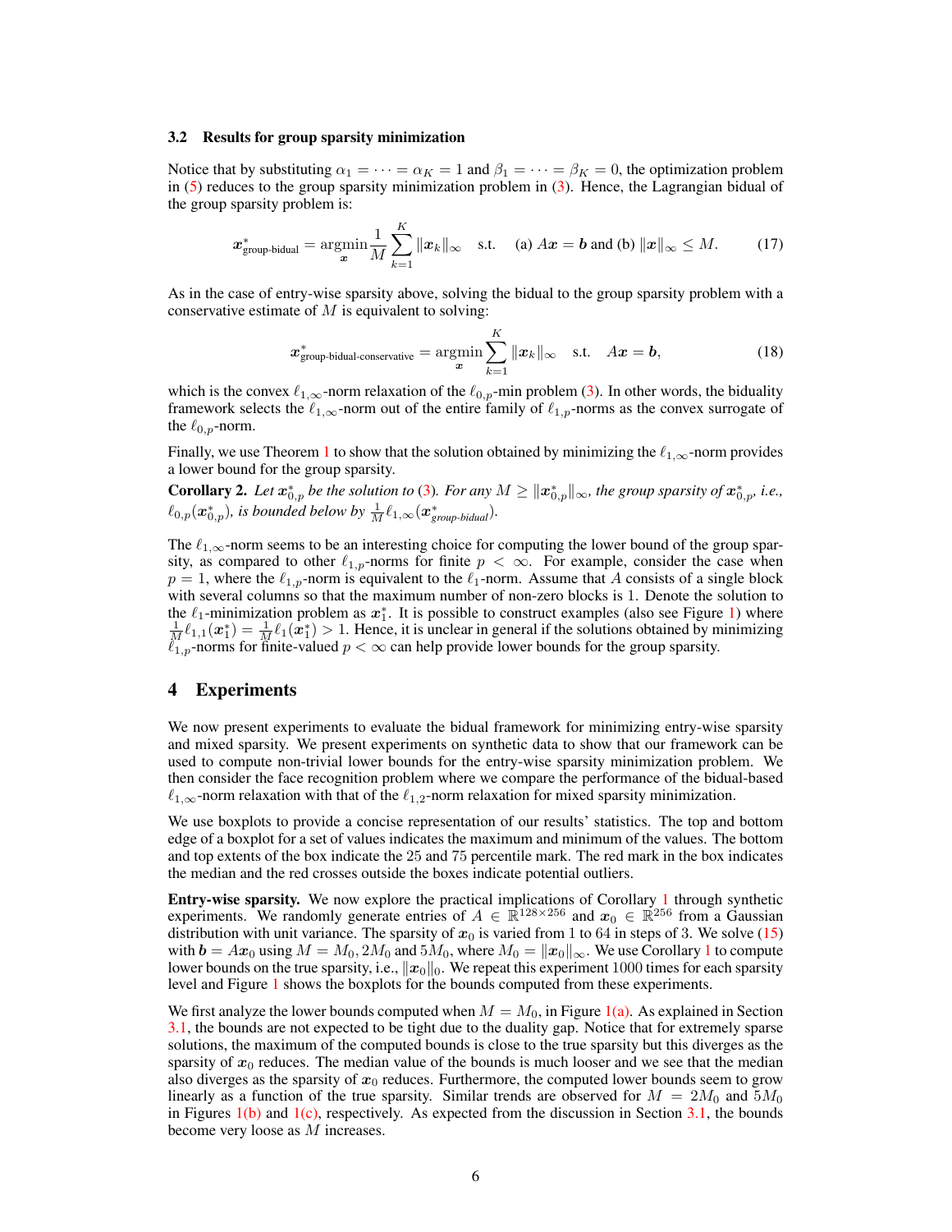### 3.2 Results for group sparsity minimization

Notice that by substituting $\alpha_1 = \cdots = \alpha_K = 1$ and $\beta_1 = \cdots = \beta_K = 0$, the optimization problem in (5) reduces to the group sparsity minimization problem in (3). Hence, the Lagrangian bidual of the group sparsity problem is:

$$\boldsymbol{x}^*_{\text{group-bidual}} = \underset{\boldsymbol{x}}{\operatorname{argmin}} \frac{1}{M} \sum_{k=1}^{K} \|\boldsymbol{x}_k\|_\infty \quad \text{s.t.} \quad \text{(a) } A\boldsymbol{x} = \boldsymbol{b} \text{ and (b) } \|\boldsymbol{x}\|_\infty \leq M. \tag{17}$$

As in the case of entry-wise sparsity above, solving the bidual to the group sparsity problem with a conservative estimate of $M$ is equivalent to solving:

$$\boldsymbol{x}^*_{\text{group-bidual-conservative}} = \underset{\boldsymbol{x}}{\operatorname{argmin}} \sum_{k=1}^{K} \|\boldsymbol{x}_k\|_\infty \quad \text{s.t.} \quad A\boldsymbol{x} = \boldsymbol{b}, \tag{18}$$

which is the convex $\ell_{1,\infty}$-norm relaxation of the $\ell_{0,p}$-min problem (3). In other words, the biduality framework selects the $\ell_{1,\infty}$-norm out of the entire family of $\ell_{1,p}$-norms as the convex surrogate of the $\ell_{0,p}$-norm.

Finally, we use Theorem 1 to show that the solution obtained by minimizing the $\ell_{1,\infty}$-norm provides a lower bound for the group sparsity.

**Corollary 2.** *Let $\boldsymbol{x}^*_{0,p}$ be the solution to (3). For any $M \geq \|\boldsymbol{x}^*_{0,p}\|_\infty$, the group sparsity of $\boldsymbol{x}^*_{0,p}$, i.e., $\ell_{0,p}(\boldsymbol{x}^*_{0,p})$, is bounded below by $\frac{1}{M}\ell_{1,\infty}(\boldsymbol{x}^*_{\text{group-bidual}})$.*

The $\ell_{1,\infty}$-norm seems to be an interesting choice for computing the lower bound of the group sparsity, as compared to other $\ell_{1,p}$-norms for finite $p < \infty$. For example, consider the case when $p = 1$, where the $\ell_{1,p}$-norm is equivalent to the $\ell_1$-norm. Assume that $A$ consists of a single block with several columns so that the maximum number of non-zero blocks is 1. Denote the solution to the $\ell_1$-minimization problem as $\boldsymbol{x}^*_1$. It is possible to construct examples (also see Figure 1) where $\frac{1}{M}\ell_{1,1}(\boldsymbol{x}^*_1) = \frac{1}{M}\ell_1(\boldsymbol{x}^*_1) > 1$. Hence, it is unclear in general if the solutions obtained by minimizing $\ell_{1,p}$-norms for finite-valued $p < \infty$ can help provide lower bounds for the group sparsity.

## 4 Experiments

We now present experiments to evaluate the bidual framework for minimizing entry-wise sparsity and mixed sparsity. We present experiments on synthetic data to show that our framework can be used to compute non-trivial lower bounds for the entry-wise sparsity minimization problem. We then consider the face recognition problem where we compare the performance of the bidual-based $\ell_{1,\infty}$-norm relaxation with that of the $\ell_{1,2}$-norm relaxation for mixed sparsity minimization.

We use boxplots to provide a concise representation of our results' statistics. The top and bottom edge of a boxplot for a set of values indicates the maximum and minimum of the values. The bottom and top extents of the box indicate the 25 and 75 percentile mark. The red mark in the box indicates the median and the red crosses outside the boxes indicate potential outliers.

**Entry-wise sparsity.** We now explore the practical implications of Corollary 1 through synthetic experiments. We randomly generate entries of $A \in \mathbb{R}^{128 \times 256}$ and $\boldsymbol{x}_0 \in \mathbb{R}^{256}$ from a Gaussian distribution with unit variance. The sparsity of $\boldsymbol{x}_0$ is varied from 1 to 64 in steps of 3. We solve (15) with $\boldsymbol{b} = A\boldsymbol{x}_0$ using $M = M_0, 2M_0$ and $5M_0$, where $M_0 = \|\boldsymbol{x}_0\|_\infty$. We use Corollary 1 to compute lower bounds on the true sparsity, i.e., $\|\boldsymbol{x}_0\|_0$. We repeat this experiment 1000 times for each sparsity level and Figure 1 shows the boxplots for the bounds computed from these experiments.

We first analyze the lower bounds computed when $M = M_0$, in Figure 1(a). As explained in Section 3.1, the bounds are not expected to be tight due to the duality gap. Notice that for extremely sparse solutions, the maximum of the computed bounds is close to the true sparsity but this diverges as the sparsity of $\boldsymbol{x}_0$ reduces. The median value of the bounds is much looser and we see that the median also diverges as the sparsity of $\boldsymbol{x}_0$ reduces. Furthermore, the computed lower bounds seem to grow linearly as a function of the true sparsity. Similar trends are observed for $M = 2M_0$ and $5M_0$ in Figures 1(b) and 1(c), respectively. As expected from the discussion in Section 3.1, the bounds become very loose as $M$ increases.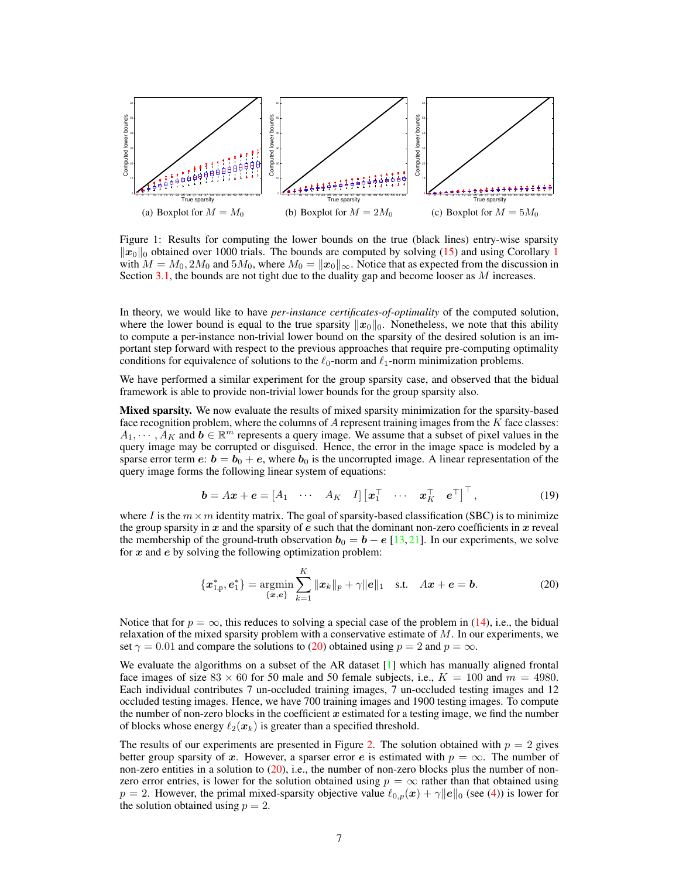(a) Boxplot for $M = M_0$ (b) Boxplot for $M = 2M_0$ (c) Boxplot for $M = 5M_0$

Figure 1: Results for computing the lower bounds on the true (black lines) entry-wise sparsity $\|\boldsymbol{x}_0\|_0$ obtained over 1000 trials. The bounds are computed by solving (15) and using Corollary 1 with $M = M_0, 2M_0$ and $5M_0$, where $M_0 = \|\boldsymbol{x}_0\|_\infty$. Notice that as expected from the discussion in Section 3.1, the bounds are not tight due to the duality gap and become looser as $M$ increases.

In theory, we would like to have *per-instance certificates-of-optimality* of the computed solution, where the lower bound is equal to the true sparsity $\|\boldsymbol{x}_0\|_0$. Nonetheless, we note that this ability to compute a per-instance non-trivial lower bound on the sparsity of the desired solution is an important step forward with respect to the previous approaches that require pre-computing optimality conditions for equivalence of solutions to the $\ell_0$-norm and $\ell_1$-norm minimization problems.

We have performed a similar experiment for the group sparsity case, and observed that the bidual framework is able to provide non-trivial lower bounds for the group sparsity also.

**Mixed sparsity.** We now evaluate the results of mixed sparsity minimization for the sparsity-based face recognition problem, where the columns of $A$ represent training images from the $K$ face classes: $A_1, \cdots, A_K$ and $\boldsymbol{b} \in \mathbb{R}^m$ represents a query image. We assume that a subset of pixel values in the query image may be corrupted or disguised. Hence, the error in the image space is modeled by a sparse error term $\boldsymbol{e}$: $\boldsymbol{b} = \boldsymbol{b}_0 + \boldsymbol{e}$, where $\boldsymbol{b}_0$ is the uncorrupted image. A linear representation of the query image forms the following linear system of equations:

$$\boldsymbol{b} = A\boldsymbol{x} + \boldsymbol{e} = [A_1 \quad \cdots \quad A_K \quad I] \begin{bmatrix} \boldsymbol{x}_1^\top & \cdots & \boldsymbol{x}_K^\top & \boldsymbol{e}^\top \end{bmatrix}^\top, \tag{19}$$

where $I$ is the $m \times m$ identity matrix. The goal of sparsity-based classification (SBC) is to minimize the group sparsity in $\boldsymbol{x}$ and the sparsity of $\boldsymbol{e}$ such that the dominant non-zero coefficients in $\boldsymbol{x}$ reveal the membership of the ground-truth observation $\boldsymbol{b}_0 = \boldsymbol{b} - \boldsymbol{e}$ [13, 21]. In our experiments, we solve for $\boldsymbol{x}$ and $\boldsymbol{e}$ by solving the following optimization problem:

$$\{\boldsymbol{x}_{1,p}^*, \boldsymbol{e}_1^*\} = \operatorname*{argmin}_{\{\boldsymbol{x}, \boldsymbol{e}\}} \sum_{k=1}^{K} \|\boldsymbol{x}_k\|_p + \gamma \|\boldsymbol{e}\|_1 \quad \text{s.t.} \quad A\boldsymbol{x} + \boldsymbol{e} = \boldsymbol{b}. \tag{20}$$

Notice that for $p = \infty$, this reduces to solving a special case of the problem in (14), i.e., the bidual relaxation of the mixed sparsity problem with a conservative estimate of $M$. In our experiments, we set $\gamma = 0.01$ and compare the solutions to (20) obtained using $p = 2$ and $p = \infty$.

We evaluate the algorithms on a subset of the AR dataset [1] which has manually aligned frontal face images of size $83 \times 60$ for 50 male and 50 female subjects, i.e., $K = 100$ and $m = 4980$. Each individual contributes 7 un-occluded training images, 7 un-occluded testing images and 12 occluded testing images. Hence, we have 700 training images and 1900 testing images. To compute the number of non-zero blocks in the coefficient $\boldsymbol{x}$ estimated for a testing image, we find the number of blocks whose energy $\ell_2(\boldsymbol{x}_k)$ is greater than a specified threshold.

The results of our experiments are presented in Figure 2. The solution obtained with $p = 2$ gives better group sparsity of $\boldsymbol{x}$. However, a sparser error $\boldsymbol{e}$ is estimated with $p = \infty$. The number of non-zero entities in a solution to (20), i.e., the number of non-zero blocks plus the number of non-zero error entries, is lower for the solution obtained using $p = \infty$ rather than that obtained using $p = 2$. However, the primal mixed-sparsity objective value $\ell_{0,p}(\boldsymbol{x}) + \gamma\|\boldsymbol{e}\|_0$ (see (4)) is lower for the solution obtained using $p = 2$.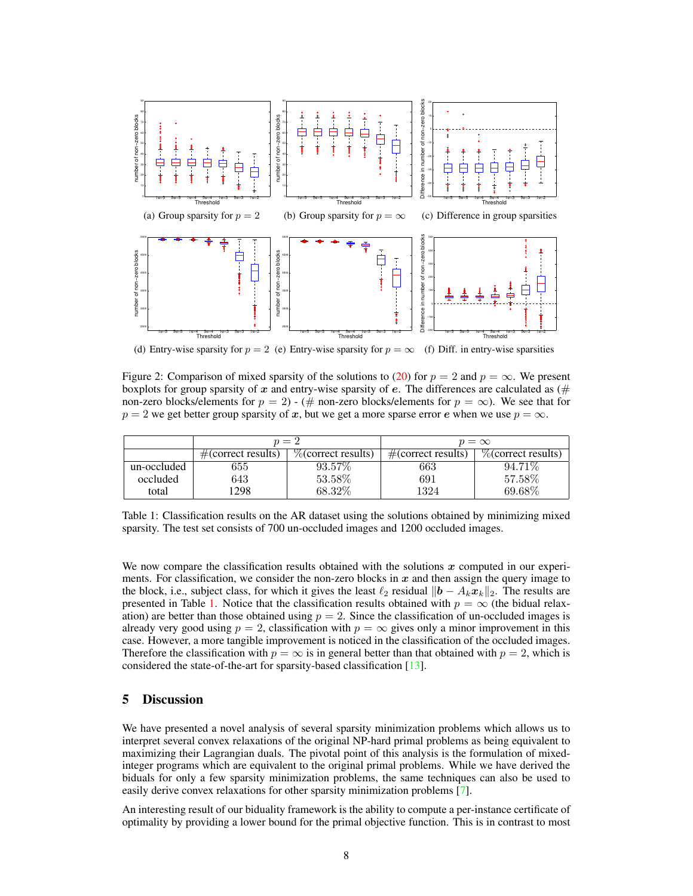(a) Group sparsity for $p = 2$ (b) Group sparsity for $p = \infty$ (c) Difference in group sparsities

(d) Entry-wise sparsity for $p = 2$ (e) Entry-wise sparsity for $p = \infty$ (f) Diff. in entry-wise sparsities

Figure 2: Comparison of mixed sparsity of the solutions to (20) for $p = 2$ and $p = \infty$. We present boxplots for group sparsity of $\boldsymbol{x}$ and entry-wise sparsity of $\boldsymbol{e}$. The differences are calculated as (# non-zero blocks/elements for $p = 2$) - (# non-zero blocks/elements for $p = \infty$). We see that for $p = 2$ we get better group sparsity of $\boldsymbol{x}$, but we get a more sparse error $\boldsymbol{e}$ when we use $p = \infty$.

| | $p = 2$ | | $p = \infty$ | |
|---|---|---|---|---|
| | #(correct results) | %(correct results) | #(correct results) | %(correct results) |
| un-occluded | 655 | 93.57% | 663 | 94.71% |
| occluded | 643 | 53.58% | 691 | 57.58% |
| total | 1298 | 68.32% | 1324 | 69.68% |

Table 1: Classification results on the AR dataset using the solutions obtained by minimizing mixed sparsity. The test set consists of 700 un-occluded images and 1200 occluded images.

We now compare the classification results obtained with the solutions $\boldsymbol{x}$ computed in our experiments. For classification, we consider the non-zero blocks in $\boldsymbol{x}$ and then assign the query image to the block, i.e., subject class, for which it gives the least $\ell_2$ residual $\|\boldsymbol{b} - A_k \boldsymbol{x}_k\|_2$. The results are presented in Table 1. Notice that the classification results obtained with $p = \infty$ (the bidual relaxation) are better than those obtained using $p = 2$. Since the classification of un-occluded images is already very good using $p = 2$, classification with $p = \infty$ gives only a minor improvement in this case. However, a more tangible improvement is noticed in the classification of the occluded images. Therefore the classification with $p = \infty$ is in general better than that obtained with $p = 2$, which is considered the state-of-the-art for sparsity-based classification [13].

## 5 Discussion

We have presented a novel analysis of several sparsity minimization problems which allows us to interpret several convex relaxations of the original NP-hard primal problems as being equivalent to maximizing their Lagrangian duals. The pivotal point of this analysis is the formulation of mixed-integer programs which are equivalent to the original primal problems. While we have derived the biduals for only a few sparsity minimization problems, the same techniques can also be used to easily derive convex relaxations for other sparsity minimization problems [7].

An interesting result of our biduality framework is the ability to compute a per-instance certificate of optimality by providing a lower bound for the primal objective function. This is in contrast to most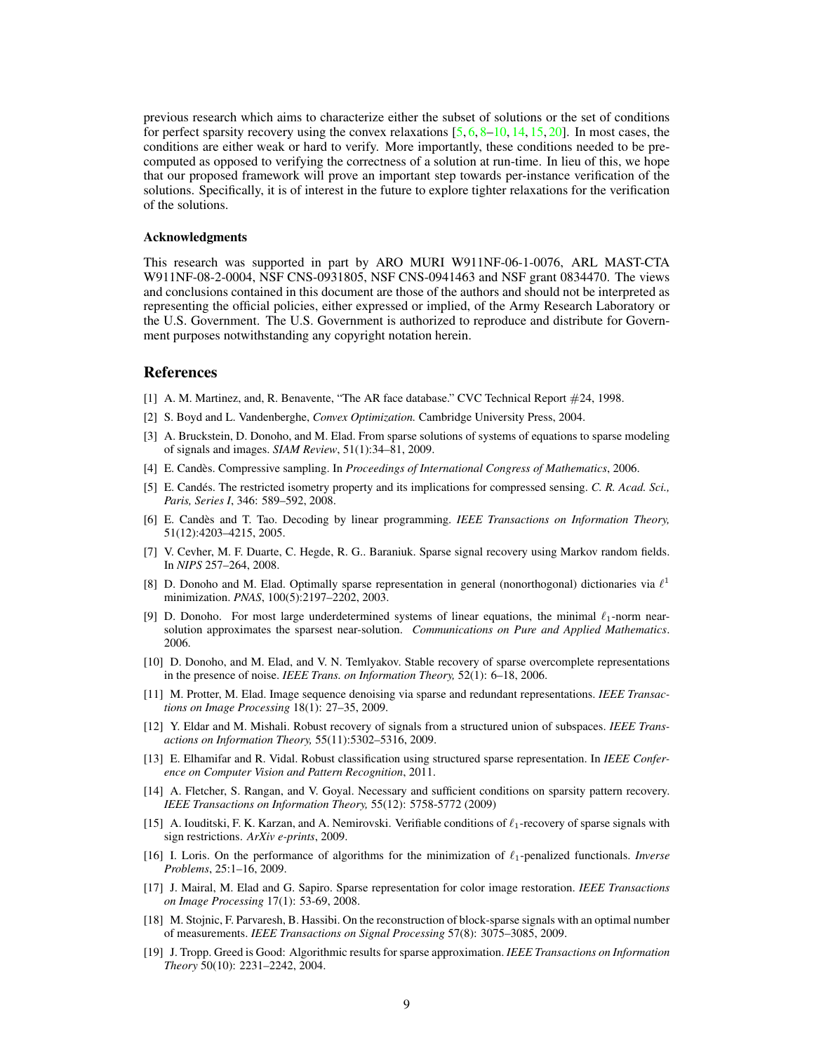previous research which aims to characterize either the subset of solutions or the set of conditions for perfect sparsity recovery using the convex relaxations [5, 6, 8–10, 14, 15, 20]. In most cases, the conditions are either weak or hard to verify. More importantly, these conditions needed to be pre-computed as opposed to verifying the correctness of a solution at run-time. In lieu of this, we hope that our proposed framework will prove an important step towards per-instance verification of the solutions. Specifically, it is of interest in the future to explore tighter relaxations for the verification of the solutions.

### Acknowledgments

This research was supported in part by ARO MURI W911NF-06-1-0076, ARL MAST-CTA W911NF-08-2-0004, NSF CNS-0931805, NSF CNS-0941463 and NSF grant 0834470. The views and conclusions contained in this document are those of the authors and should not be interpreted as representing the official policies, either expressed or implied, of the Army Research Laboratory or the U.S. Government. The U.S. Government is authorized to reproduce and distribute for Government purposes notwithstanding any copyright notation herein.

## References

[1] A. M. Martinez, and, R. Benavente, "The AR face database." CVC Technical Report #24, 1998.

[2] S. Boyd and L. Vandenberghe, *Convex Optimization.* Cambridge University Press, 2004.

[3] A. Bruckstein, D. Donoho, and M. Elad. From sparse solutions of systems of equations to sparse modeling of signals and images. *SIAM Review*, 51(1):34–81, 2009.

[4] E. Candès. Compressive sampling. In *Proceedings of International Congress of Mathematics*, 2006.

[5] E. Candés. The restricted isometry property and its implications for compressed sensing. *C. R. Acad. Sci., Paris, Series I*, 346: 589–592, 2008.

[6] E. Candès and T. Tao. Decoding by linear programming. *IEEE Transactions on Information Theory,* 51(12):4203–4215, 2005.

[7] V. Cevher, M. F. Duarte, C. Hegde, R. G.. Baraniuk. Sparse signal recovery using Markov random fields. In *NIPS* 257–264, 2008.

[8] D. Donoho and M. Elad. Optimally sparse representation in general (nonorthogonal) dictionaries via $\ell^1$ minimization. *PNAS*, 100(5):2197–2202, 2003.

[9] D. Donoho. For most large underdetermined systems of linear equations, the minimal $\ell_1$-norm near-solution approximates the sparsest near-solution. *Communications on Pure and Applied Mathematics*. 2006.

[10] D. Donoho, and M. Elad, and V. N. Temlyakov. Stable recovery of sparse overcomplete representations in the presence of noise. *IEEE Trans. on Information Theory,* 52(1): 6–18, 2006.

[11] M. Protter, M. Elad. Image sequence denoising via sparse and redundant representations. *IEEE Transactions on Image Processing* 18(1): 27–35, 2009.

[12] Y. Eldar and M. Mishali. Robust recovery of signals from a structured union of subspaces. *IEEE Transactions on Information Theory,* 55(11):5302–5316, 2009.

[13] E. Elhamifar and R. Vidal. Robust classification using structured sparse representation. In *IEEE Conference on Computer Vision and Pattern Recognition*, 2011.

[14] A. Fletcher, S. Rangan, and V. Goyal. Necessary and sufficient conditions on sparsity pattern recovery. *IEEE Transactions on Information Theory,* 55(12): 5758-5772 (2009)

[15] A. Iouditski, F. K. Karzan, and A. Nemirovski. Verifiable conditions of $\ell_1$-recovery of sparse signals with sign restrictions. *ArXiv e-prints*, 2009.

[16] I. Loris. On the performance of algorithms for the minimization of $\ell_1$-penalized functionals. *Inverse Problems*, 25:1–16, 2009.

[17] J. Mairal, M. Elad and G. Sapiro. Sparse representation for color image restoration. *IEEE Transactions on Image Processing* 17(1): 53-69, 2008.

[18] M. Stojnic, F. Parvaresh, B. Hassibi. On the reconstruction of block-sparse signals with an optimal number of measurements. *IEEE Transactions on Signal Processing* 57(8): 3075–3085, 2009.

[19] J. Tropp. Greed is Good: Algorithmic results for sparse approximation. *IEEE Transactions on Information Theory* 50(10): 2231–2242, 2004.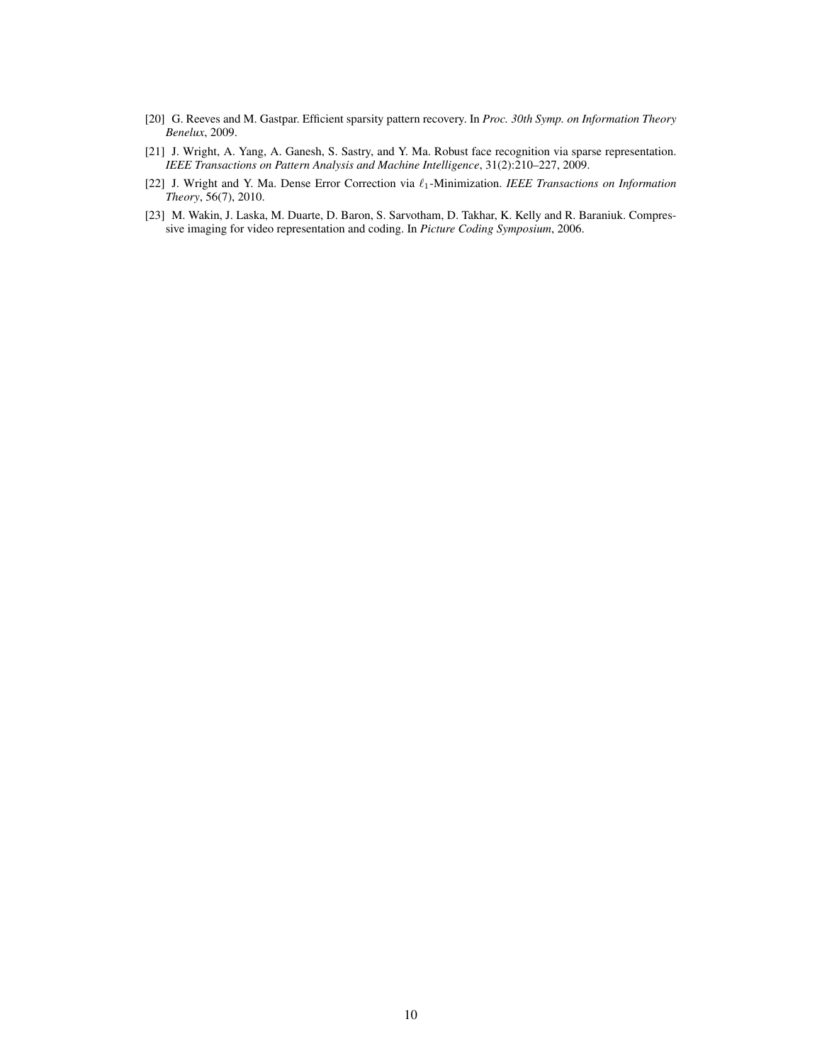[20] G. Reeves and M. Gastpar. Efficient sparsity pattern recovery. In *Proc. 30th Symp. on Information Theory Benelux*, 2009.

[21] J. Wright, A. Yang, A. Ganesh, S. Sastry, and Y. Ma. Robust face recognition via sparse representation. *IEEE Transactions on Pattern Analysis and Machine Intelligence*, 31(2):210–227, 2009.

[22] J. Wright and Y. Ma. Dense Error Correction via $\ell_1$-Minimization. *IEEE Transactions on Information Theory*, 56(7), 2010.

[23] M. Wakin, J. Laska, M. Duarte, D. Baron, S. Sarvotham, D. Takhar, K. Kelly and R. Baraniuk. Compressive imaging for video representation and coding. In *Picture Coding Symposium*, 2006.